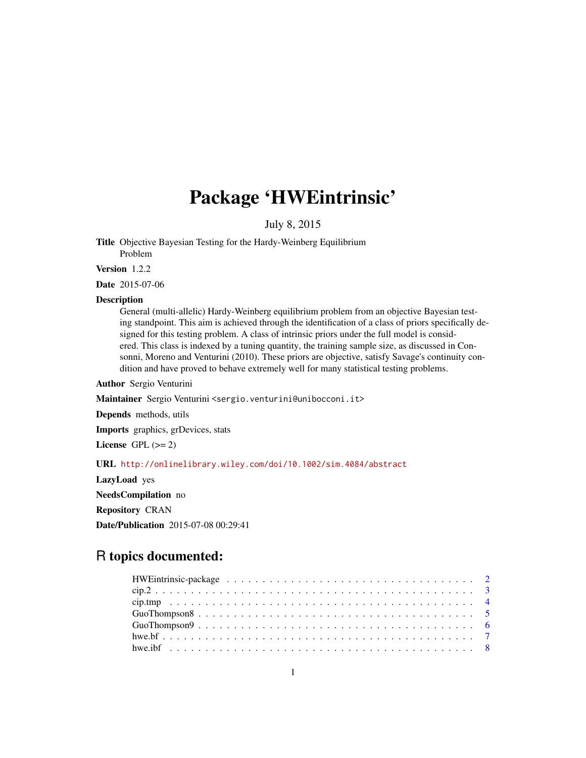# Package 'HWEintrinsic'

July 8, 2015

**Title** Objective Bayesian Testing for the Hardy-Weinberg Equilibrium Problem

**Version** 1.2.2

**Date** 2015-07-06

**Description** General (multi-allelic) Hardy-Weinberg equilibrium problem from an objective Bayesian testing standpoint. This aim is achieved through the identification of a class of priors specifically designed for this testing problem. A class of intrinsic priors under the full model is considered. This class is indexed by a tuning quantity, the training sample size, as discussed in Consonni, Moreno and Venturini (2010). These priors are objective, satisfy Savage's continuity condition and have proved to behave extremely well for many statistical testing problems.

**Author** Sergio Venturini

**Maintainer** Sergio Venturini <sergio.venturini@unibocconi.it>

**Depends** methods, utils

**Imports** graphics, grDevices, stats

**License** GPL (>= 2)

**URL** http://onlinelibrary.wiley.com/doi/10.1002/sim.4084/abstract

**LazyLoad** yes

**NeedsCompilation** no

**Repository** CRAN

**Date/Publication** 2015-07-08 00:29:41

## R topics documented:

- HWEintrinsic-package . . . . . . . . . . . . . . . . . . . . . . . . . . . . . . . . . . . 2
- cip.2 . . . . . . . . . . . . . . . . . . . . . . . . . . . . . . . . . . . . . . . . . . . . 3
- cip.tmp . . . . . . . . . . . . . . . . . . . . . . . . . . . . . . . . . . . . . . . . . . . 4
- GuoThompson8 . . . . . . . . . . . . . . . . . . . . . . . . . . . . . . . . . . . . . . . 5
- GuoThompson9 . . . . . . . . . . . . . . . . . . . . . . . . . . . . . . . . . . . . . . . 6
- hwe.bf . . . . . . . . . . . . . . . . . . . . . . . . . . . . . . . . . . . . . . . . . . . 7
- hwe.ibf . . . . . . . . . . . . . . . . . . . . . . . . . . . . . . . . . . . . . . . . . . . 8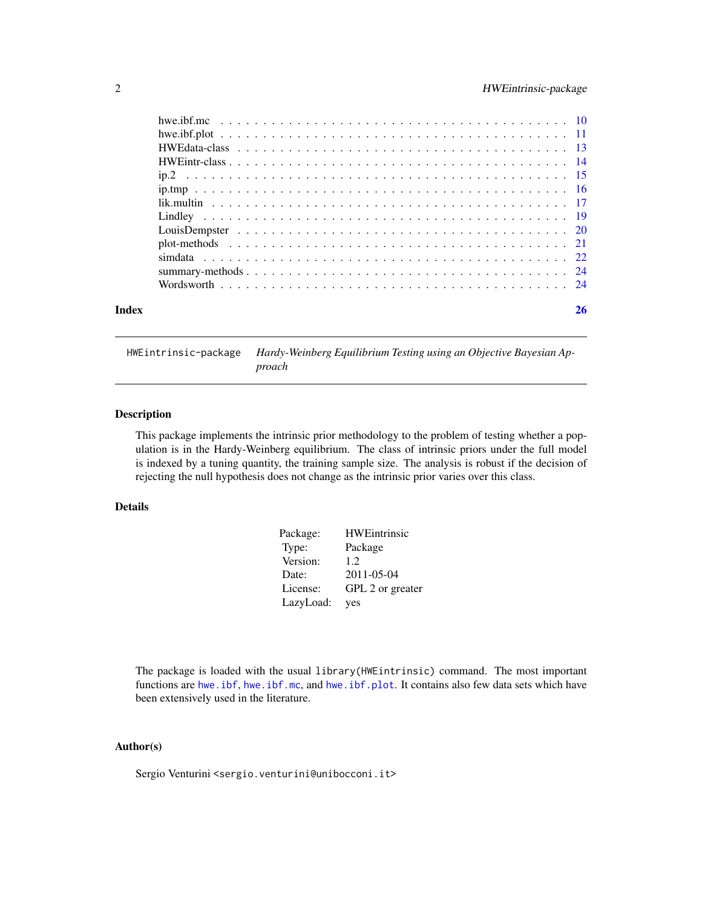hwe.ibf.mc . . . . . . . . . . . . . . . . . . . . . . . . . . . . . . . . . . . . . . . . 10
hwe.ibf.plot . . . . . . . . . . . . . . . . . . . . . . . . . . . . . . . . . . . . . . . . 11
HWEdata-class . . . . . . . . . . . . . . . . . . . . . . . . . . . . . . . . . . . . . . . 13
HWEintr-class . . . . . . . . . . . . . . . . . . . . . . . . . . . . . . . . . . . . . . . 14
ip.2 . . . . . . . . . . . . . . . . . . . . . . . . . . . . . . . . . . . . . . . . . . . . 15
ip.tmp . . . . . . . . . . . . . . . . . . . . . . . . . . . . . . . . . . . . . . . . . . . 16
lik.multin . . . . . . . . . . . . . . . . . . . . . . . . . . . . . . . . . . . . . . . . . 17
Lindley . . . . . . . . . . . . . . . . . . . . . . . . . . . . . . . . . . . . . . . . . . . 19
LouisDempster . . . . . . . . . . . . . . . . . . . . . . . . . . . . . . . . . . . . . . . 20
plot-methods . . . . . . . . . . . . . . . . . . . . . . . . . . . . . . . . . . . . . . . . 21
simdata . . . . . . . . . . . . . . . . . . . . . . . . . . . . . . . . . . . . . . . . . . . 22
summary-methods . . . . . . . . . . . . . . . . . . . . . . . . . . . . . . . . . . . . . . 24
Wordsworth . . . . . . . . . . . . . . . . . . . . . . . . . . . . . . . . . . . . . . . . . 24

**Index** **26**

---

HWEintrinsic-package *Hardy-Weinberg Equilibrium Testing using an Objective Bayesian Approach*

---

## Description

This package implements the intrinsic prior methodology to the problem of testing whether a population is in the Hardy-Weinberg equilibrium. The class of intrinsic priors under the full model is indexed by a tuning quantity, the training sample size. The analysis is robust if the decision of rejecting the null hypothesis does not change as the intrinsic prior varies over this class.

## Details

| | |
|---|---|
| Package: | HWEintrinsic |
| Type: | Package |
| Version: | 1.2 |
| Date: | 2011-05-04 |
| License: | GPL 2 or greater |
| LazyLoad: | yes |

The package is loaded with the usual `library(HWEintrinsic)` command. The most important functions are `hwe.ibf`, `hwe.ibf.mc`, and `hwe.ibf.plot`. It contains also few data sets which have been extensively used in the literature.

## Author(s)

Sergio Venturini <sergio.venturini@unibocconi.it>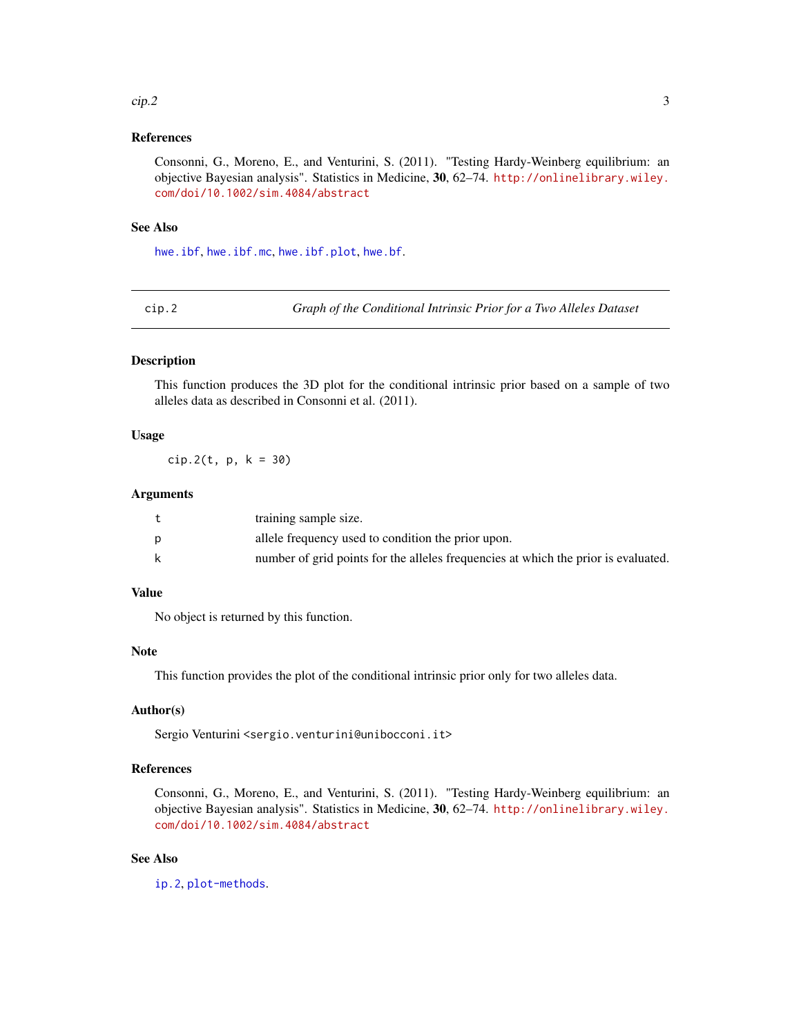## References

Consonni, G., Moreno, E., and Venturini, S. (2011). "Testing Hardy-Weinberg equilibrium: an objective Bayesian analysis". Statistics in Medicine, **30**, 62–74. http://onlinelibrary.wiley.com/doi/10.1002/sim.4084/abstract

## See Also

hwe.ibf, hwe.ibf.mc, hwe.ibf.plot, hwe.bf.

---

# cip.2 — *Graph of the Conditional Intrinsic Prior for a Two Alleles Dataset*

## Description

This function produces the 3D plot for the conditional intrinsic prior based on a sample of two alleles data as described in Consonni et al. (2011).

## Usage

```
cip.2(t, p, k = 30)
```

## Arguments

| | |
|---|---|
| t | training sample size. |
| p | allele frequency used to condition the prior upon. |
| k | number of grid points for the alleles frequencies at which the prior is evaluated. |

## Value

No object is returned by this function.

## Note

This function provides the plot of the conditional intrinsic prior only for two alleles data.

## Author(s)

Sergio Venturini <sergio.venturini@unibocconi.it>

## References

Consonni, G., Moreno, E., and Venturini, S. (2011). "Testing Hardy-Weinberg equilibrium: an objective Bayesian analysis". Statistics in Medicine, **30**, 62–74. http://onlinelibrary.wiley.com/doi/10.1002/sim.4084/abstract

## See Also

ip.2, plot-methods.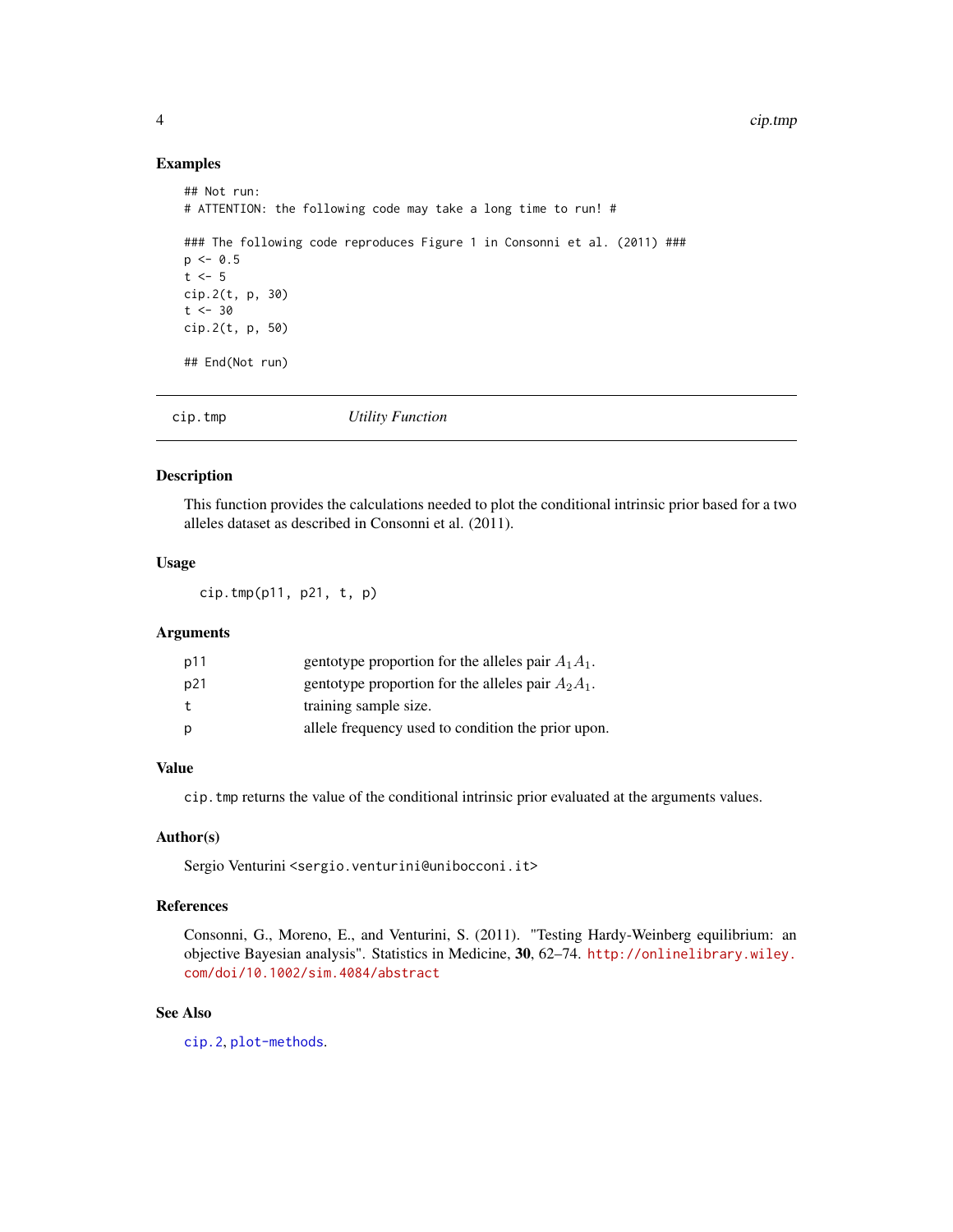## Examples

```
## Not run:
# ATTENTION: the following code may take a long time to run! #

### The following code reproduces Figure 1 in Consonni et al. (2011) ###
p <- 0.5
t <- 5
cip.2(t, p, 30)
t <- 30
cip.2(t, p, 50)

## End(Not run)
```

---

# cip.tmp *Utility Function*

---

## Description

This function provides the calculations needed to plot the conditional intrinsic prior based for a two alleles dataset as described in Consonni et al. (2011).

## Usage

```
cip.tmp(p11, p21, t, p)
```

## Arguments

| | |
|---|---|
| p11 | gentotype proportion for the alleles pair $A_1A_1$. |
| p21 | gentotype proportion for the alleles pair $A_2A_1$. |
| t | training sample size. |
| p | allele frequency used to condition the prior upon. |

## Value

`cip.tmp` returns the value of the conditional intrinsic prior evaluated at the arguments values.

## Author(s)

Sergio Venturini <sergio.venturini@unibocconi.it>

## References

Consonni, G., Moreno, E., and Venturini, S. (2011). "Testing Hardy-Weinberg equilibrium: an objective Bayesian analysis". Statistics in Medicine, **30**, 62–74. http://onlinelibrary.wiley.com/doi/10.1002/sim.4084/abstract

## See Also

`cip.2`, `plot-methods`.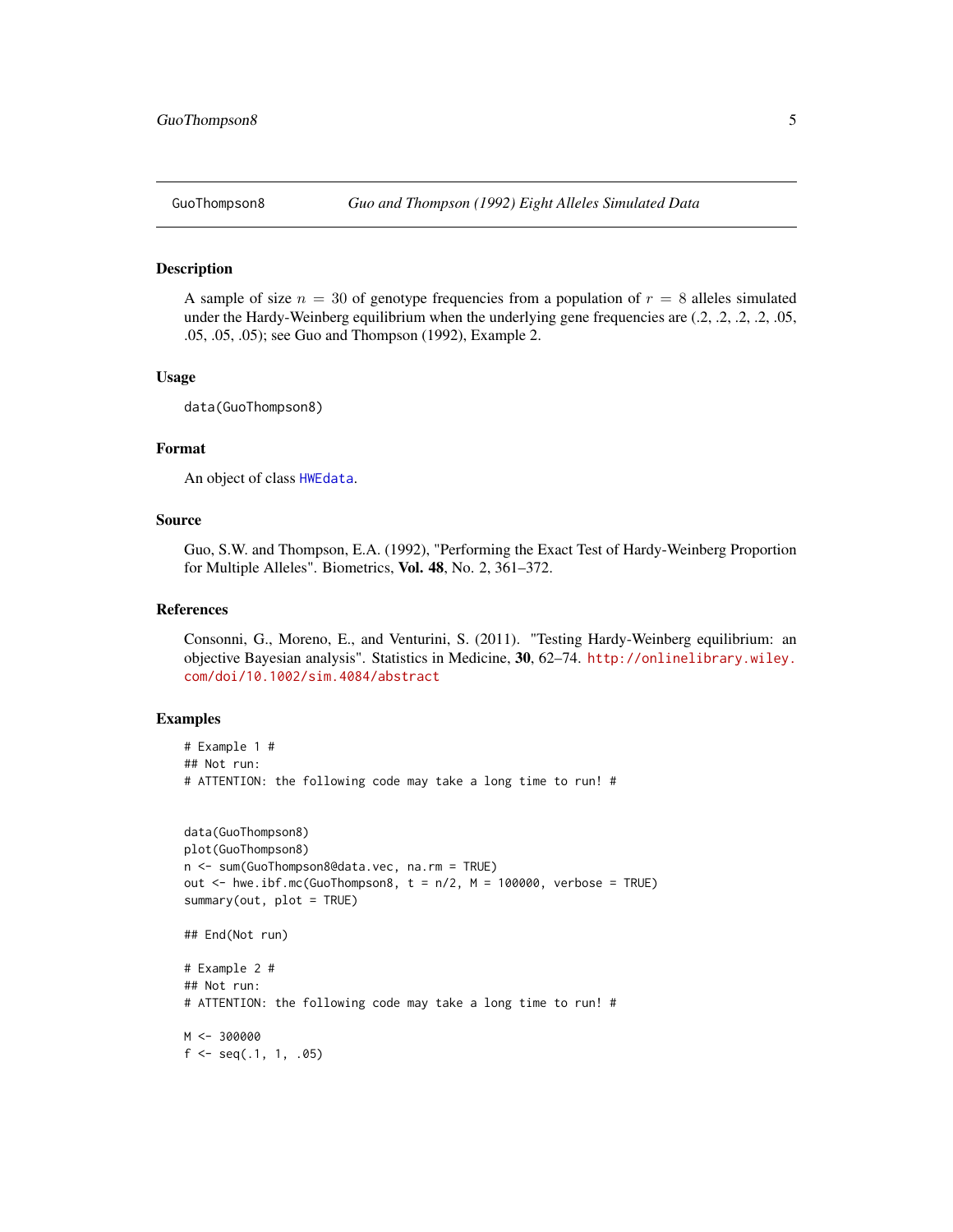GuoThompson8 *Guo and Thompson (1992) Eight Alleles Simulated Data*

## Description

A sample of size $n = 30$ of genotype frequencies from a population of $r = 8$ alleles simulated under the Hardy-Weinberg equilibrium when the underlying gene frequencies are (.2, .2, .2, .2, .05, .05, .05, .05); see Guo and Thompson (1992), Example 2.

## Usage

```
data(GuoThompson8)
```

## Format

An object of class HWEdata.

## Source

Guo, S.W. and Thompson, E.A. (1992), "Performing the Exact Test of Hardy-Weinberg Proportion for Multiple Alleles". Biometrics, **Vol. 48**, No. 2, 361–372.

## References

Consonni, G., Moreno, E., and Venturini, S. (2011). "Testing Hardy-Weinberg equilibrium: an objective Bayesian analysis". Statistics in Medicine, **30**, 62–74. http://onlinelibrary.wiley.com/doi/10.1002/sim.4084/abstract

## Examples

```
# Example 1 #
## Not run:
# ATTENTION: the following code may take a long time to run! #


data(GuoThompson8)
plot(GuoThompson8)
n <- sum(GuoThompson8@data.vec, na.rm = TRUE)
out <- hwe.ibf.mc(GuoThompson8, t = n/2, M = 100000, verbose = TRUE)
summary(out, plot = TRUE)

## End(Not run)

# Example 2 #
## Not run:
# ATTENTION: the following code may take a long time to run! #

M <- 300000
f <- seq(.1, 1, .05)
```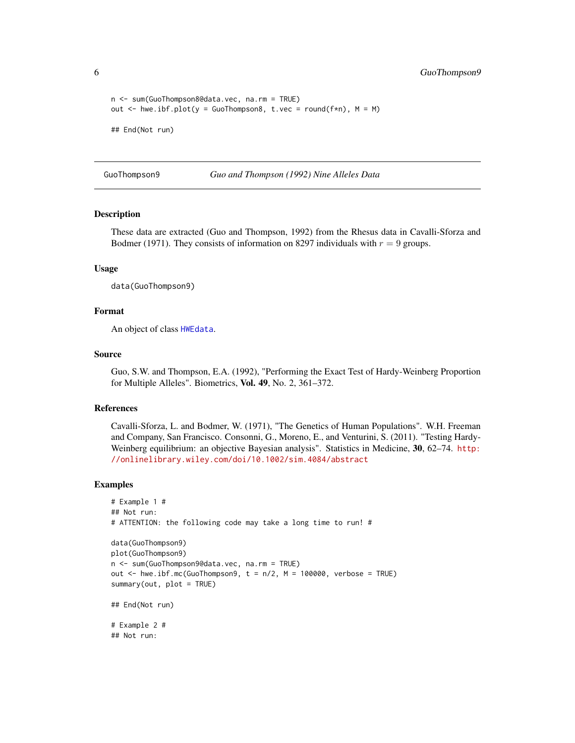```
n <- sum(GuoThompson8@data.vec, na.rm = TRUE)
out <- hwe.ibf.plot(y = GuoThompson8, t.vec = round(f*n), M = M)

## End(Not run)
```

---

GuoThompson9 *Guo and Thompson (1992) Nine Alleles Data*

---

## Description

These data are extracted (Guo and Thompson, 1992) from the Rhesus data in Cavalli-Sforza and Bodmer (1971). They consists of information on 8297 individuals with $r = 9$ groups.

## Usage

```
data(GuoThompson9)
```

## Format

An object of class HWEdata.

## Source

Guo, S.W. and Thompson, E.A. (1992), "Performing the Exact Test of Hardy-Weinberg Proportion for Multiple Alleles". Biometrics, **Vol. 49**, No. 2, 361–372.

## References

Cavalli-Sforza, L. and Bodmer, W. (1971), "The Genetics of Human Populations". W.H. Freeman and Company, San Francisco. Consonni, G., Moreno, E., and Venturini, S. (2011). "Testing Hardy-Weinberg equilibrium: an objective Bayesian analysis". Statistics in Medicine, **30**, 62–74. http://onlinelibrary.wiley.com/doi/10.1002/sim.4084/abstract

## Examples

```
# Example 1 #
## Not run:
# ATTENTION: the following code may take a long time to run! #

data(GuoThompson9)
plot(GuoThompson9)
n <- sum(GuoThompson9@data.vec, na.rm = TRUE)
out <- hwe.ibf.mc(GuoThompson9, t = n/2, M = 100000, verbose = TRUE)
summary(out, plot = TRUE)

## End(Not run)

# Example 2 #
## Not run:
```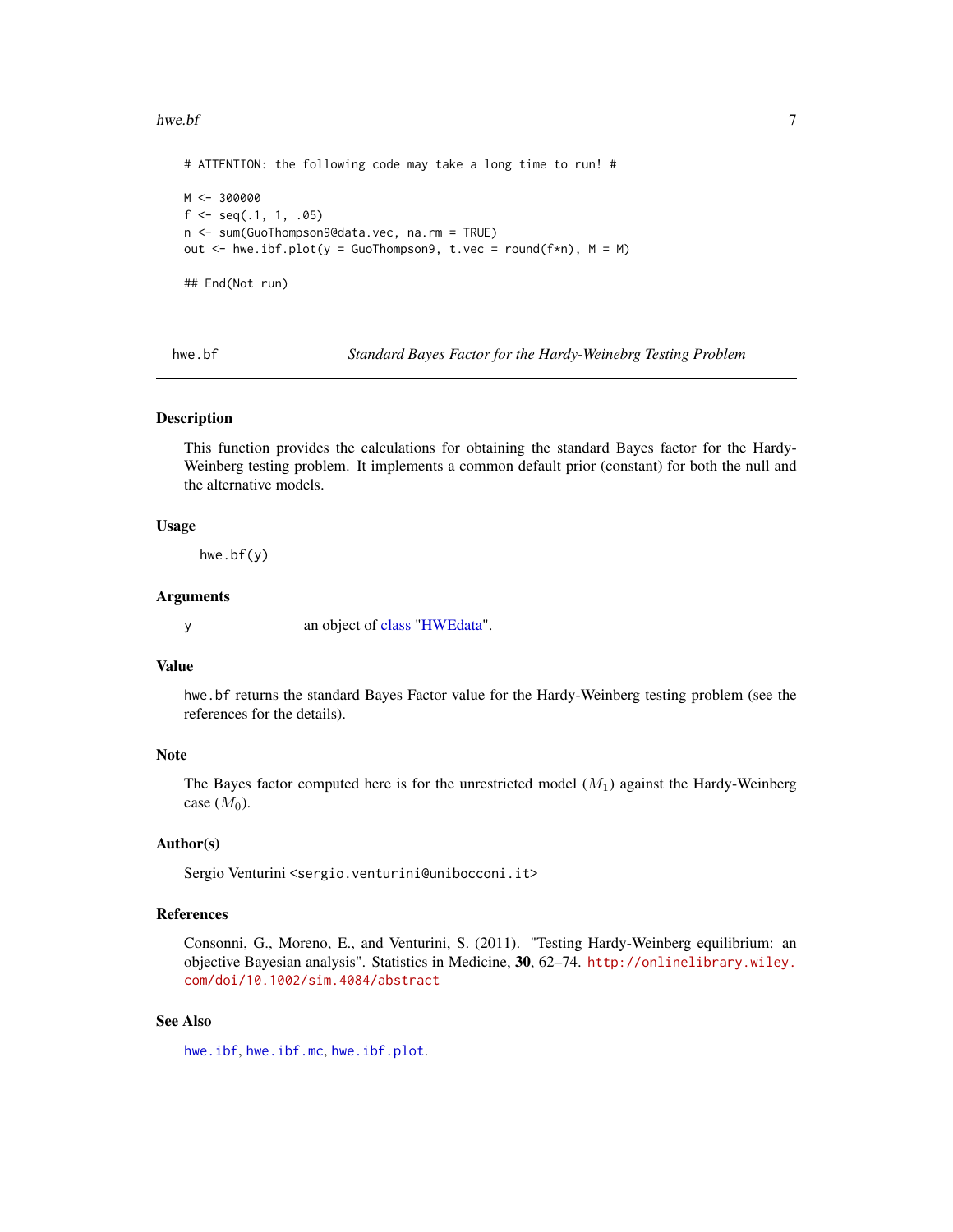```
# ATTENTION: the following code may take a long time to run! #

M <- 300000
f <- seq(.1, 1, .05)
n <- sum(GuoThompson9@data.vec, na.rm = TRUE)
out <- hwe.ibf.plot(y = GuoThompson9, t.vec = round(f*n), M = M)

## End(Not run)
```

---

## hwe.bf — *Standard Bayes Factor for the Hardy-Weinebrg Testing Problem*

---

### Description

This function provides the calculations for obtaining the standard Bayes factor for the Hardy-Weinberg testing problem. It implements a common default prior (constant) for both the null and the alternative models.

### Usage

```
hwe.bf(y)
```

### Arguments

| | |
|---|---|
| y | an object of class "HWEdata". |

### Value

hwe.bf returns the standard Bayes Factor value for the Hardy-Weinberg testing problem (see the references for the details).

### Note

The Bayes factor computed here is for the unrestricted model ($M_1$) against the Hardy-Weinberg case ($M_0$).

### Author(s)

Sergio Venturini <sergio.venturini@unibocconi.it>

### References

Consonni, G., Moreno, E., and Venturini, S. (2011). "Testing Hardy-Weinberg equilibrium: an objective Bayesian analysis". Statistics in Medicine, **30**, 62–74. http://onlinelibrary.wiley.com/doi/10.1002/sim.4084/abstract

### See Also

hwe.ibf, hwe.ibf.mc, hwe.ibf.plot.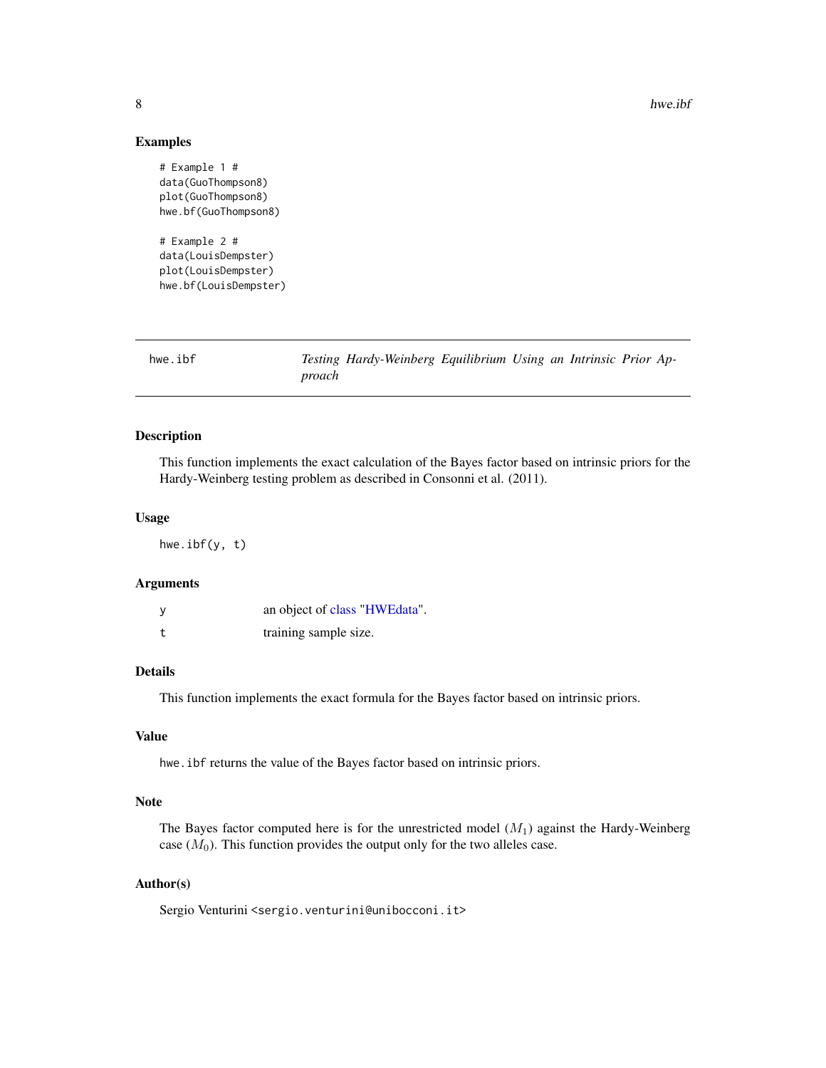## Examples

```
# Example 1 #
data(GuoThompson8)
plot(GuoThompson8)
hwe.bf(GuoThompson8)

# Example 2 #
data(LouisDempster)
plot(LouisDempster)
hwe.bf(LouisDempster)
```

---

# hwe.ibf — *Testing Hardy-Weinberg Equilibrium Using an Intrinsic Prior Approach*

---

## Description

This function implements the exact calculation of the Bayes factor based on intrinsic priors for the Hardy-Weinberg testing problem as described in Consonni et al. (2011).

## Usage

```
hwe.ibf(y, t)
```

## Arguments

| | |
|---|---|
| y | an object of class "HWEdata". |
| t | training sample size. |

## Details

This function implements the exact formula for the Bayes factor based on intrinsic priors.

## Value

hwe.ibf returns the value of the Bayes factor based on intrinsic priors.

## Note

The Bayes factor computed here is for the unrestricted model ($M_1$) against the Hardy-Weinberg case ($M_0$). This function provides the output only for the two alleles case.

## Author(s)

Sergio Venturini <sergio.venturini@unibocconi.it>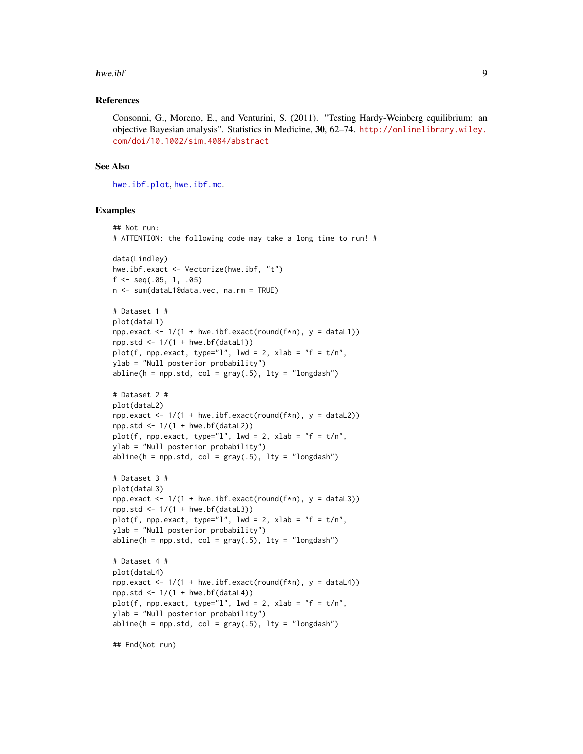## References

Consonni, G., Moreno, E., and Venturini, S. (2011). "Testing Hardy-Weinberg equilibrium: an objective Bayesian analysis". Statistics in Medicine, **30**, 62–74. http://onlinelibrary.wiley.com/doi/10.1002/sim.4084/abstract

## See Also

hwe.ibf.plot, hwe.ibf.mc.

## Examples

```
## Not run:
# ATTENTION: the following code may take a long time to run! #

data(Lindley)
hwe.ibf.exact <- Vectorize(hwe.ibf, "t")
f <- seq(.05, 1, .05)
n <- sum(dataL1@data.vec, na.rm = TRUE)

# Dataset 1 #
plot(dataL1)
npp.exact <- 1/(1 + hwe.ibf.exact(round(f*n), y = dataL1))
npp.std <- 1/(1 + hwe.bf(dataL1))
plot(f, npp.exact, type="l", lwd = 2, xlab = "f = t/n",
ylab = "Null posterior probability")
abline(h = npp.std, col = gray(.5), lty = "longdash")

# Dataset 2 #
plot(dataL2)
npp.exact <- 1/(1 + hwe.ibf.exact(round(f*n), y = dataL2))
npp.std <- 1/(1 + hwe.bf(dataL2))
plot(f, npp.exact, type="l", lwd = 2, xlab = "f = t/n",
ylab = "Null posterior probability")
abline(h = npp.std, col = gray(.5), lty = "longdash")

# Dataset 3 #
plot(dataL3)
npp.exact <- 1/(1 + hwe.ibf.exact(round(f*n), y = dataL3))
npp.std <- 1/(1 + hwe.bf(dataL3))
plot(f, npp.exact, type="l", lwd = 2, xlab = "f = t/n",
ylab = "Null posterior probability")
abline(h = npp.std, col = gray(.5), lty = "longdash")

# Dataset 4 #
plot(dataL4)
npp.exact <- 1/(1 + hwe.ibf.exact(round(f*n), y = dataL4))
npp.std <- 1/(1 + hwe.bf(dataL4))
plot(f, npp.exact, type="l", lwd = 2, xlab = "f = t/n",
ylab = "Null posterior probability")
abline(h = npp.std, col = gray(.5), lty = "longdash")

## End(Not run)
```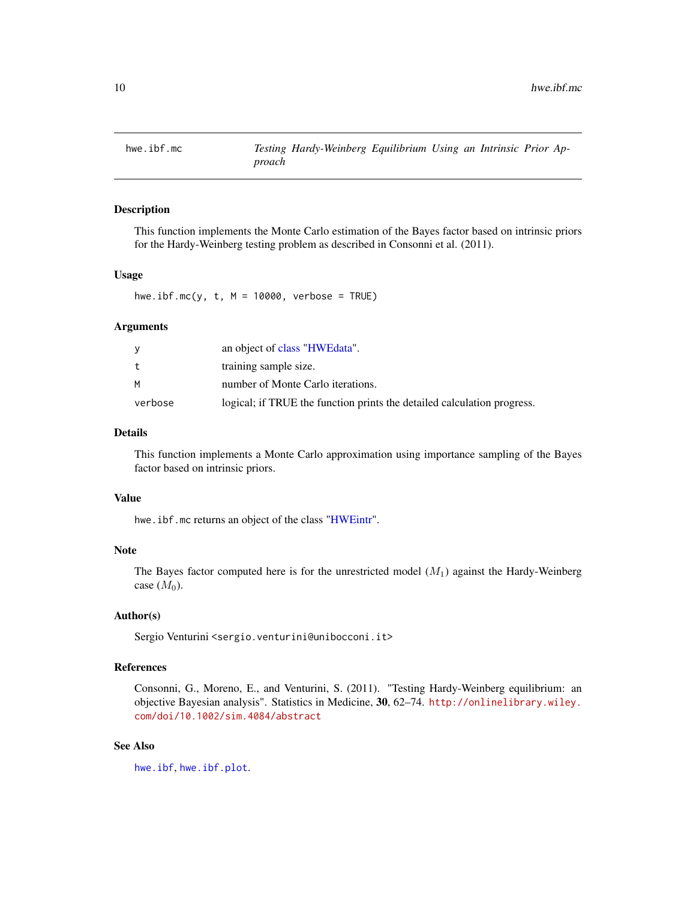# hwe.ibf.mc — *Testing Hardy-Weinberg Equilibrium Using an Intrinsic Prior Approach*

## Description

This function implements the Monte Carlo estimation of the Bayes factor based on intrinsic priors for the Hardy-Weinberg testing problem as described in Consonni et al. (2011).

## Usage

```
hwe.ibf.mc(y, t, M = 10000, verbose = TRUE)
```

## Arguments

| | |
|---|---|
| `y` | an object of class "HWEdata". |
| `t` | training sample size. |
| `M` | number of Monte Carlo iterations. |
| `verbose` | logical; if TRUE the function prints the detailed calculation progress. |

## Details

This function implements a Monte Carlo approximation using importance sampling of the Bayes factor based on intrinsic priors.

## Value

`hwe.ibf.mc` returns an object of the class "HWEintr".

## Note

The Bayes factor computed here is for the unrestricted model ($M_1$) against the Hardy-Weinberg case ($M_0$).

## Author(s)

Sergio Venturini <sergio.venturini@unibocconi.it>

## References

Consonni, G., Moreno, E., and Venturini, S. (2011). "Testing Hardy-Weinberg equilibrium: an objective Bayesian analysis". Statistics in Medicine, **30**, 62–74. http://onlinelibrary.wiley.com/doi/10.1002/sim.4084/abstract

## See Also

`hwe.ibf`, `hwe.ibf.plot`.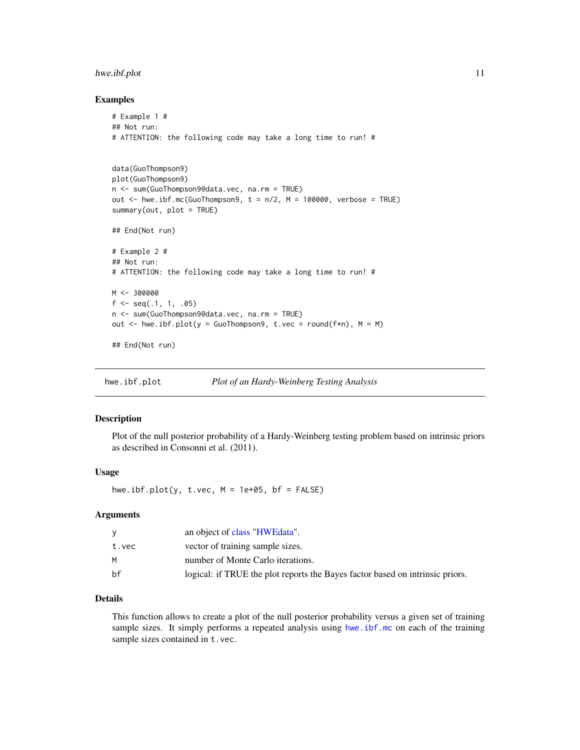### Examples

```
# Example 1 #
## Not run:
# ATTENTION: the following code may take a long time to run! #


data(GuoThompson9)
plot(GuoThompson9)
n <- sum(GuoThompson9@data.vec, na.rm = TRUE)
out <- hwe.ibf.mc(GuoThompson9, t = n/2, M = 100000, verbose = TRUE)
summary(out, plot = TRUE)

## End(Not run)

# Example 2 #
## Not run:
# ATTENTION: the following code may take a long time to run! #

M <- 300000
f <- seq(.1, 1, .05)
n <- sum(GuoThompson9@data.vec, na.rm = TRUE)
out <- hwe.ibf.plot(y = GuoThompson9, t.vec = round(f*n), M = M)

## End(Not run)
```

---

## hwe.ibf.plot — *Plot of an Hardy-Weinberg Testing Analysis*

### Description

Plot of the null posterior probability of a Hardy-Weinberg testing problem based on intrinsic priors as described in Consonni et al. (2011).

### Usage

```
hwe.ibf.plot(y, t.vec, M = 1e+05, bf = FALSE)
```

### Arguments

| | |
|---|---|
| y | an object of class "HWEdata". |
| t.vec | vector of training sample sizes. |
| M | number of Monte Carlo iterations. |
| bf | logical: if TRUE the plot reports the Bayes factor based on intrinsic priors. |

### Details

This function allows to create a plot of the null posterior probability versus a given set of training sample sizes. It simply performs a repeated analysis using `hwe.ibf.mc` on each of the training sample sizes contained in `t.vec`.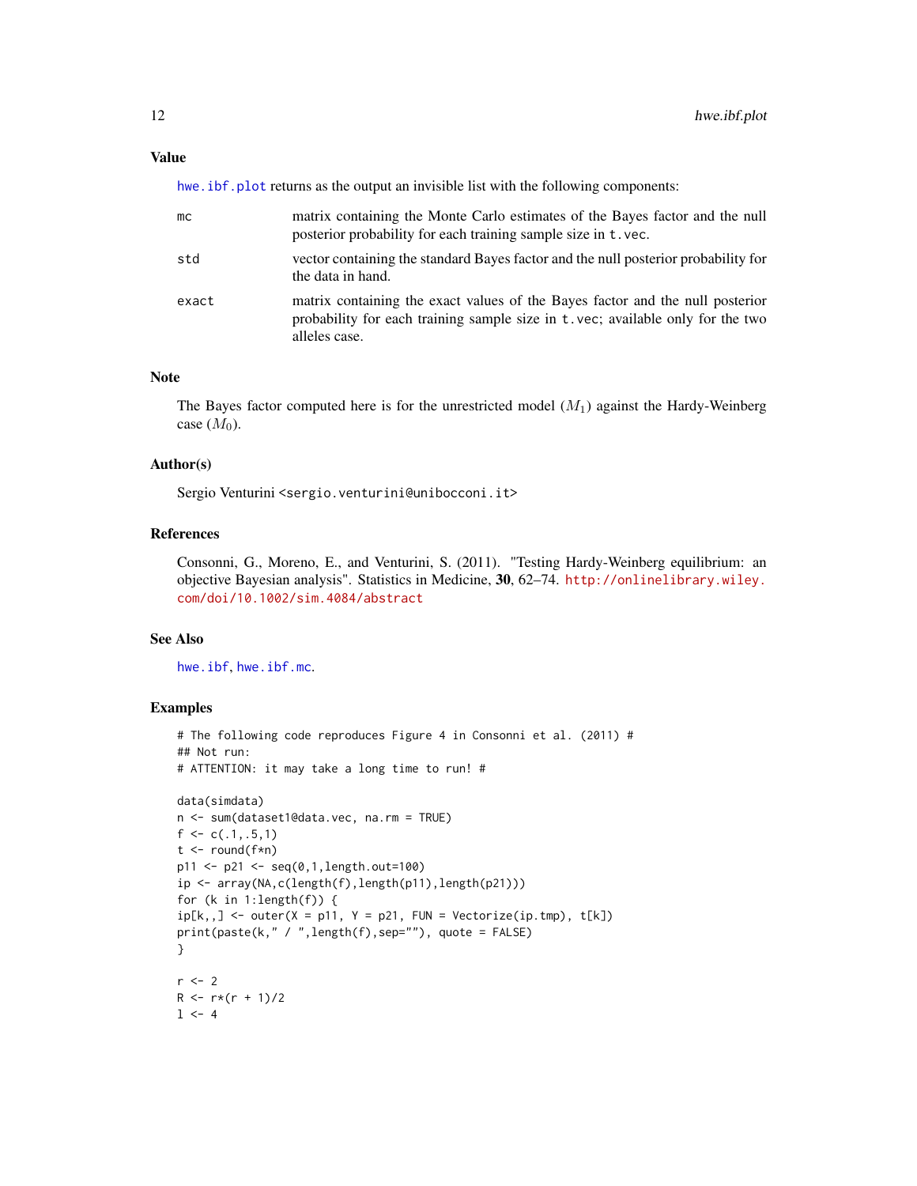### Value

hwe.ibf.plot returns as the output an invisible list with the following components:

- **mc** — matrix containing the Monte Carlo estimates of the Bayes factor and the null posterior probability for each training sample size in t.vec.
- **std** — vector containing the standard Bayes factor and the null posterior probability for the data in hand.
- **exact** — matrix containing the exact values of the Bayes factor and the null posterior probability for each training sample size in t.vec; available only for the two alleles case.

### Note

The Bayes factor computed here is for the unrestricted model ($M_1$) against the Hardy-Weinberg case ($M_0$).

### Author(s)

Sergio Venturini <sergio.venturini@unibocconi.it>

### References

Consonni, G., Moreno, E., and Venturini, S. (2011). "Testing Hardy-Weinberg equilibrium: an objective Bayesian analysis". Statistics in Medicine, **30**, 62–74. http://onlinelibrary.wiley.com/doi/10.1002/sim.4084/abstract

### See Also

hwe.ibf, hwe.ibf.mc.

### Examples

```
# The following code reproduces Figure 4 in Consonni et al. (2011) #
## Not run:
# ATTENTION: it may take a long time to run! #

data(simdata)
n <- sum(dataset1@data.vec, na.rm = TRUE)
f <- c(.1,.5,1)
t <- round(f*n)
p11 <- p21 <- seq(0,1,length.out=100)
ip <- array(NA,c(length(f),length(p11),length(p21)))
for (k in 1:length(f)) {
ip[k,,] <- outer(X = p11, Y = p21, FUN = Vectorize(ip.tmp), t[k])
print(paste(k," / ",length(f),sep=""), quote = FALSE)
}

r <- 2
R <- r*(r + 1)/2
l <- 4
```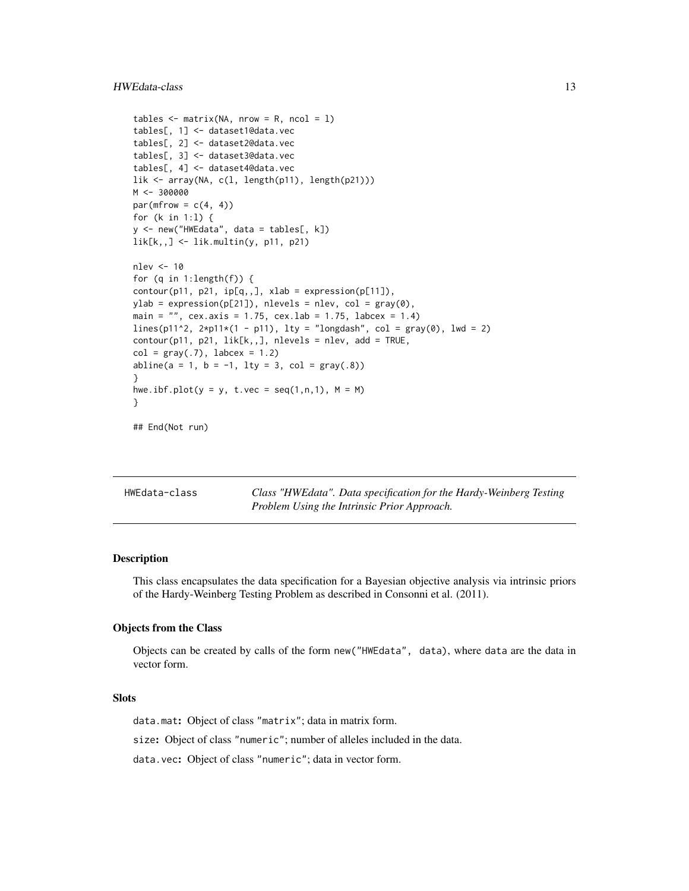```
tables <- matrix(NA, nrow = R, ncol = l)
tables[, 1] <- dataset1@data.vec
tables[, 2] <- dataset2@data.vec
tables[, 3] <- dataset3@data.vec
tables[, 4] <- dataset4@data.vec
lik <- array(NA, c(l, length(p11), length(p21)))
M <- 300000
par(mfrow = c(4, 4))
for (k in 1:l) {
y <- new("HWEdata", data = tables[, k])
lik[k,,] <- lik.multin(y, p11, p21)

nlev <- 10
for (q in 1:length(f)) {
contour(p11, p21, ip[q,,], xlab = expression(p[11]),
ylab = expression(p[21]), nlevels = nlev, col = gray(0),
main = "", cex.axis = 1.75, cex.lab = 1.75, labcex = 1.4)
lines(p11^2, 2*p11*(1 - p11), lty = "longdash", col = gray(0), lwd = 2)
contour(p11, p21, lik[k,,], nlevels = nlev, add = TRUE,
col = gray(.7), labcex = 1.2)
abline(a = 1, b = -1, lty = 3, col = gray(.8))
}
hwe.ibf.plot(y = y, t.vec = seq(1,n,1), M = M)
}

## End(Not run)
```

---

HWEdata-class — *Class "HWEdata". Data specification for the Hardy-Weinberg Testing Problem Using the Intrinsic Prior Approach.*

---

## Description

This class encapsulates the data specification for a Bayesian objective analysis via intrinsic priors of the Hardy-Weinberg Testing Problem as described in Consonni et al. (2011).

## Objects from the Class

Objects can be created by calls of the form `new("HWEdata", data)`, where `data` are the data in vector form.

## Slots

`data.mat`: Object of class `"matrix"`; data in matrix form.

`size`: Object of class `"numeric"`; number of alleles included in the data.

`data.vec`: Object of class `"numeric"`; data in vector form.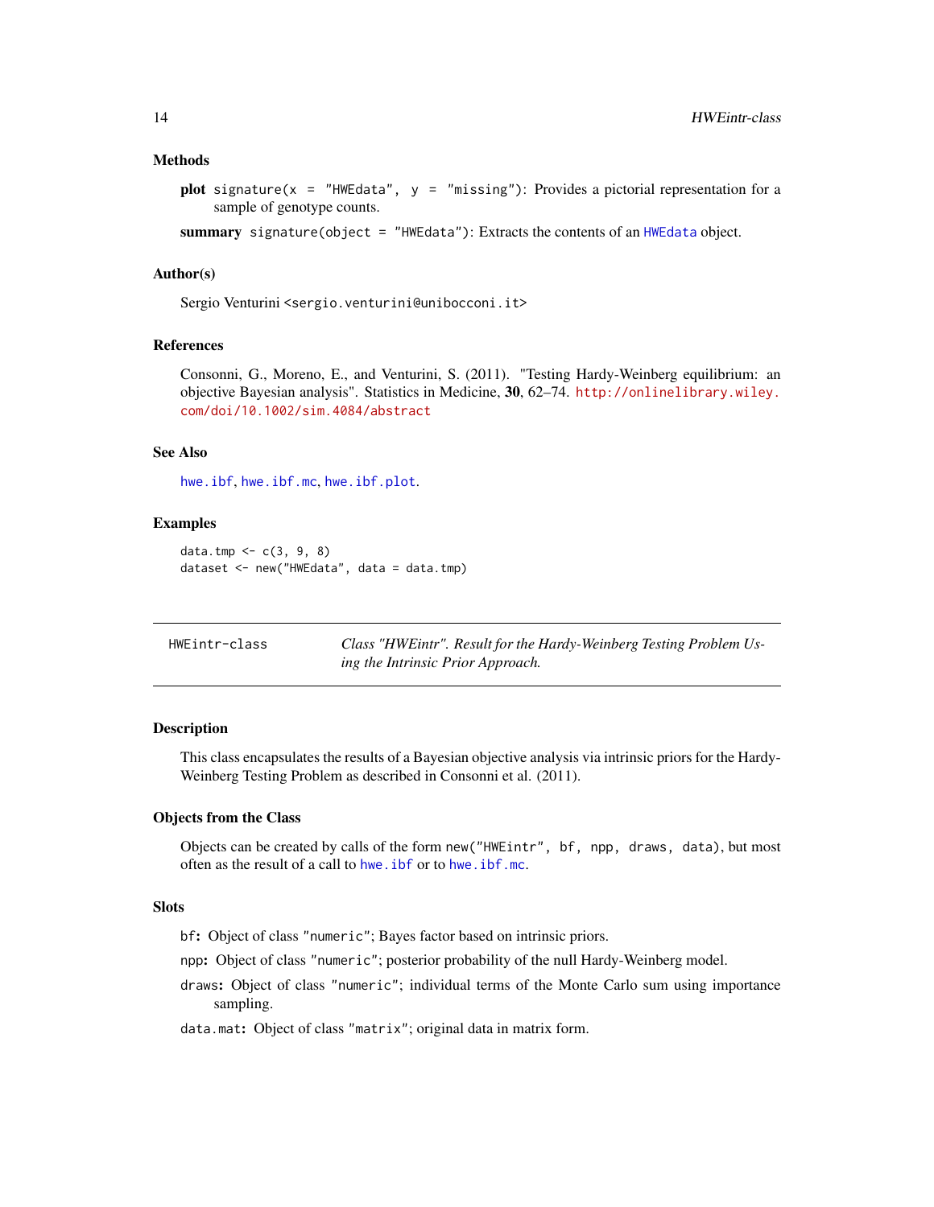### Methods

**plot** `signature(x = "HWEdata", y = "missing")`: Provides a pictorial representation for a sample of genotype counts.

**summary** `signature(object = "HWEdata")`: Extracts the contents of an `HWEdata` object.

### Author(s)

Sergio Venturini <sergio.venturini@unibocconi.it>

### References

Consonni, G., Moreno, E., and Venturini, S. (2011). "Testing Hardy-Weinberg equilibrium: an objective Bayesian analysis". Statistics in Medicine, **30**, 62–74. http://onlinelibrary.wiley.com/doi/10.1002/sim.4084/abstract

### See Also

`hwe.ibf`, `hwe.ibf.mc`, `hwe.ibf.plot`.

### Examples

```
data.tmp <- c(3, 9, 8)
dataset <- new("HWEdata", data = data.tmp)
```

---

## HWEintr-class — *Class "HWEintr". Result for the Hardy-Weinberg Testing Problem Using the Intrinsic Prior Approach.*

---

### Description

This class encapsulates the results of a Bayesian objective analysis via intrinsic priors for the Hardy-Weinberg Testing Problem as described in Consonni et al. (2011).

### Objects from the Class

Objects can be created by calls of the form `new("HWEintr", bf, npp, draws, data)`, but most often as the result of a call to `hwe.ibf` or to `hwe.ibf.mc`.

### Slots

`bf`: Object of class `"numeric"`; Bayes factor based on intrinsic priors.

`npp`: Object of class `"numeric"`; posterior probability of the null Hardy-Weinberg model.

`draws`: Object of class `"numeric"`; individual terms of the Monte Carlo sum using importance sampling.

`data.mat`: Object of class `"matrix"`; original data in matrix form.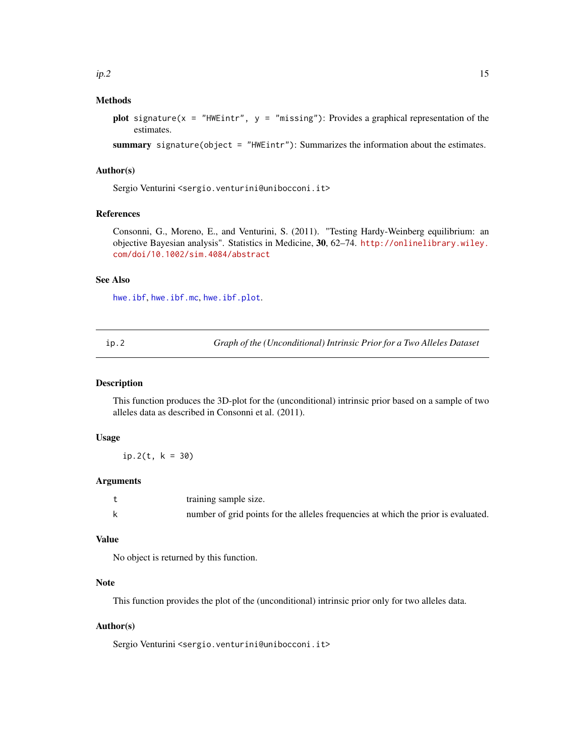### Methods

**plot** `signature(x = "HWEintr", y = "missing")`: Provides a graphical representation of the estimates.

**summary** `signature(object = "HWEintr")`: Summarizes the information about the estimates.

### Author(s)

Sergio Venturini <sergio.venturini@unibocconi.it>

### References

Consonni, G., Moreno, E., and Venturini, S. (2011). "Testing Hardy-Weinberg equilibrium: an objective Bayesian analysis". Statistics in Medicine, **30**, 62–74. http://onlinelibrary.wiley.com/doi/10.1002/sim.4084/abstract

### See Also

`hwe.ibf`, `hwe.ibf.mc`, `hwe.ibf.plot`.

---

## ip.2 — *Graph of the (Unconditional) Intrinsic Prior for a Two Alleles Dataset*

### Description

This function produces the 3D-plot for the (unconditional) intrinsic prior based on a sample of two alleles data as described in Consonni et al. (2011).

### Usage

```
ip.2(t, k = 30)
```

### Arguments

| | |
|---|---|
| t | training sample size. |
| k | number of grid points for the alleles frequencies at which the prior is evaluated. |

### Value

No object is returned by this function.

### Note

This function provides the plot of the (unconditional) intrinsic prior only for two alleles data.

### Author(s)

Sergio Venturini <sergio.venturini@unibocconi.it>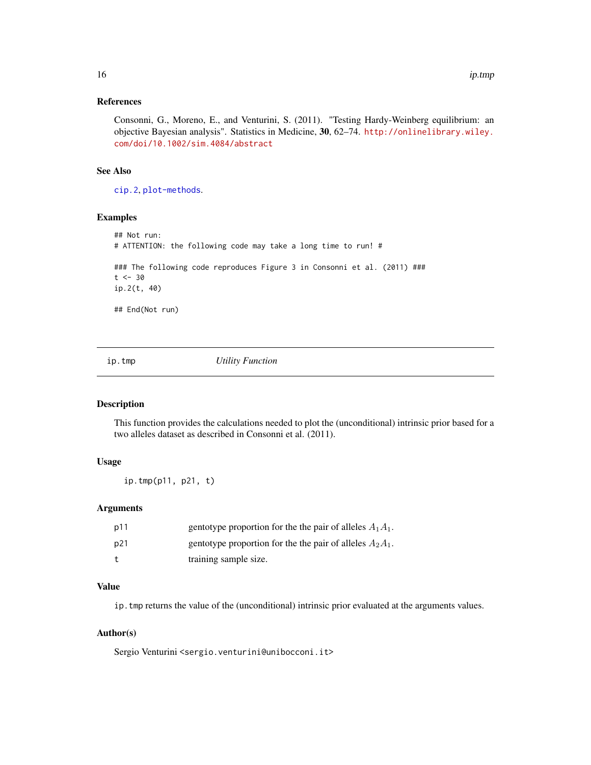## References

Consonni, G., Moreno, E., and Venturini, S. (2011). "Testing Hardy-Weinberg equilibrium: an objective Bayesian analysis". Statistics in Medicine, **30**, 62–74. http://onlinelibrary.wiley.com/doi/10.1002/sim.4084/abstract

## See Also

cip.2, plot-methods.

## Examples

```
## Not run:
# ATTENTION: the following code may take a long time to run! #

### The following code reproduces Figure 3 in Consonni et al. (2011) ###
t <- 30
ip.2(t, 40)

## End(Not run)
```

---

# ip.tmp *Utility Function*

---

## Description

This function provides the calculations needed to plot the (unconditional) intrinsic prior based for a two alleles dataset as described in Consonni et al. (2011).

## Usage

```
ip.tmp(p11, p21, t)
```

## Arguments

| | |
|---|---|
| p11 | gentotype proportion for the the pair of alleles $A_1A_1$. |
| p21 | gentotype proportion for the the pair of alleles $A_2A_1$. |
| t | training sample size. |

## Value

ip.tmp returns the value of the (unconditional) intrinsic prior evaluated at the arguments values.

## Author(s)

Sergio Venturini <sergio.venturini@unibocconi.it>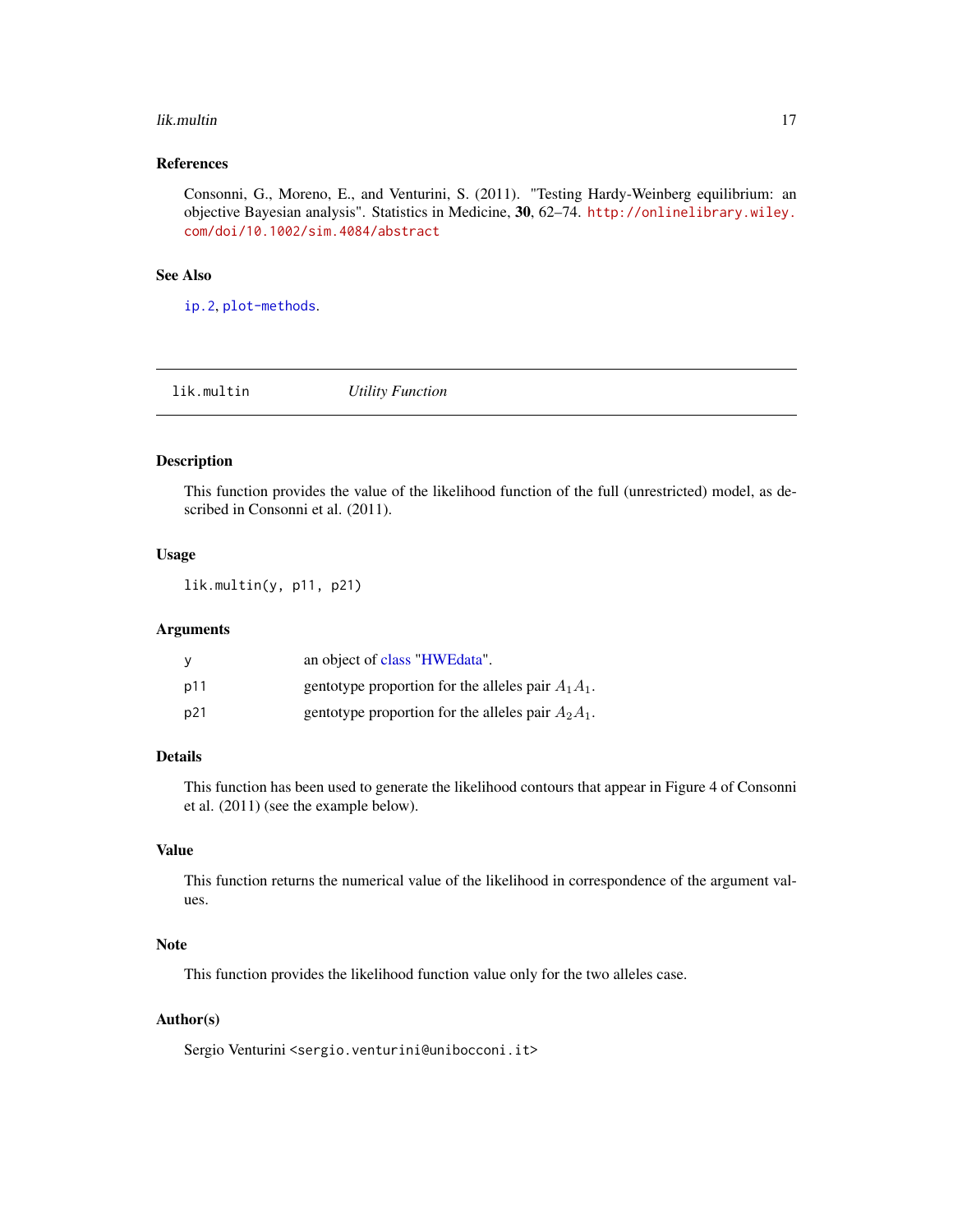## References

Consonni, G., Moreno, E., and Venturini, S. (2011). "Testing Hardy-Weinberg equilibrium: an objective Bayesian analysis". Statistics in Medicine, **30**, 62–74. http://onlinelibrary.wiley.com/doi/10.1002/sim.4084/abstract

## See Also

ip.2, plot-methods.

---

# lik.multin *Utility Function*

---

## Description

This function provides the value of the likelihood function of the full (unrestricted) model, as described in Consonni et al. (2011).

## Usage

```
lik.multin(y, p11, p21)
```

## Arguments

| | |
|---|---|
| y | an object of class "HWEdata". |
| p11 | gentotype proportion for the alleles pair $A_1A_1$. |
| p21 | gentotype proportion for the alleles pair $A_2A_1$. |

## Details

This function has been used to generate the likelihood contours that appear in Figure 4 of Consonni et al. (2011) (see the example below).

## Value

This function returns the numerical value of the likelihood in correspondence of the argument values.

## Note

This function provides the likelihood function value only for the two alleles case.

## Author(s)

Sergio Venturini <sergio.venturini@unibocconi.it>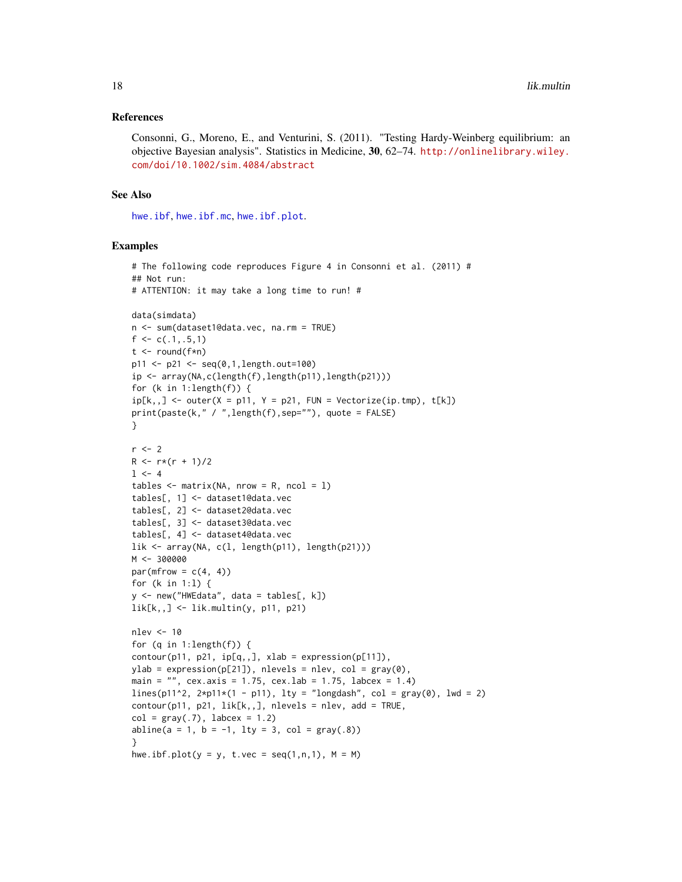## References

Consonni, G., Moreno, E., and Venturini, S. (2011). "Testing Hardy-Weinberg equilibrium: an objective Bayesian analysis". Statistics in Medicine, **30**, 62–74. http://onlinelibrary.wiley.com/doi/10.1002/sim.4084/abstract

## See Also

hwe.ibf, hwe.ibf.mc, hwe.ibf.plot.

## Examples

```
# The following code reproduces Figure 4 in Consonni et al. (2011) #
## Not run:
# ATTENTION: it may take a long time to run! #

data(simdata)
n <- sum(dataset1@data.vec, na.rm = TRUE)
f <- c(.1,.5,1)
t <- round(f*n)
p11 <- p21 <- seq(0,1,length.out=100)
ip <- array(NA,c(length(f),length(p11),length(p21)))
for (k in 1:length(f)) {
ip[k,,] <- outer(X = p11, Y = p21, FUN = Vectorize(ip.tmp), t[k])
print(paste(k," / ",length(f),sep=""), quote = FALSE)
}

r <- 2
R <- r*(r + 1)/2
l <- 4
tables <- matrix(NA, nrow = R, ncol = l)
tables[, 1] <- dataset1@data.vec
tables[, 2] <- dataset2@data.vec
tables[, 3] <- dataset3@data.vec
tables[, 4] <- dataset4@data.vec
lik <- array(NA, c(l, length(p11), length(p21)))
M <- 300000
par(mfrow = c(4, 4))
for (k in 1:l) {
y <- new("HWEdata", data = tables[, k])
lik[k,,] <- lik.multin(y, p11, p21)

nlev <- 10
for (q in 1:length(f)) {
contour(p11, p21, ip[q,,], xlab = expression(p[11]),
ylab = expression(p[21]), nlevels = nlev, col = gray(0),
main = "", cex.axis = 1.75, cex.lab = 1.75, labcex = 1.4)
lines(p11^2, 2*p11*(1 - p11), lty = "longdash", col = gray(0), lwd = 2)
contour(p11, p21, lik[k,,], nlevels = nlev, add = TRUE,
col = gray(.7), labcex = 1.2)
abline(a = 1, b = -1, lty = 3, col = gray(.8))
}
hwe.ibf.plot(y = y, t.vec = seq(1,n,1), M = M)
```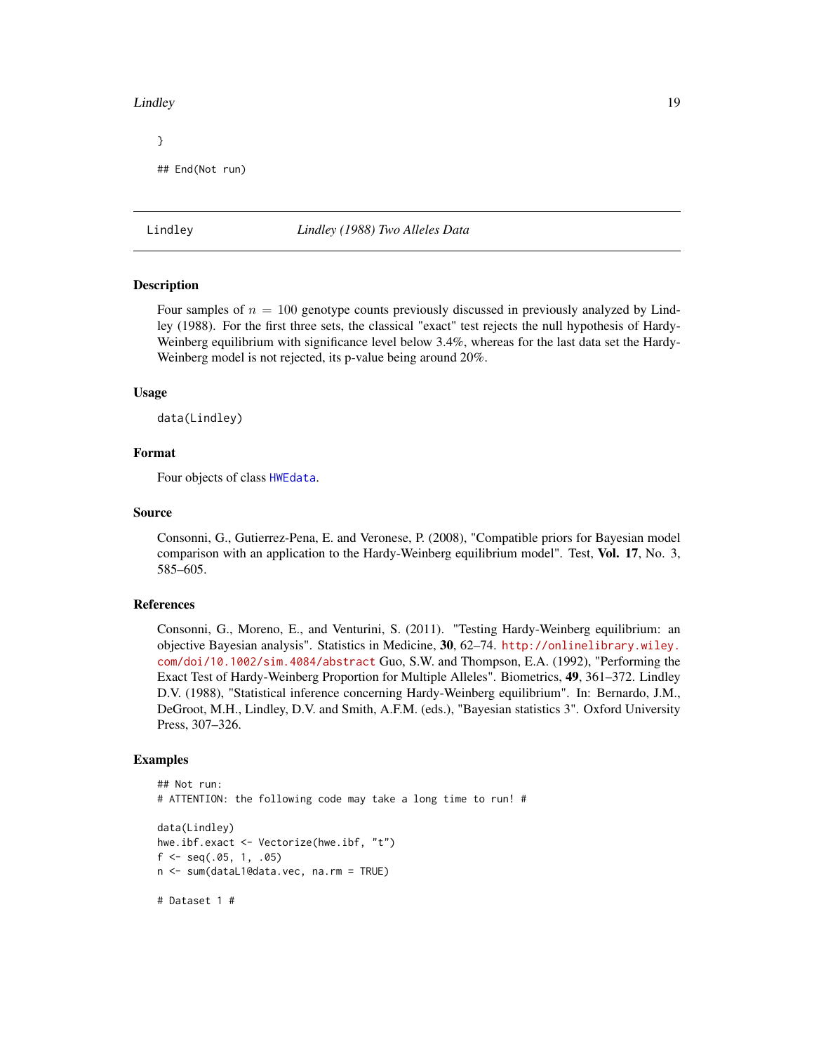```
}

## End(Not run)
```

## Lindley — *Lindley (1988) Two Alleles Data*

### Description

Four samples of $n = 100$ genotype counts previously discussed in previously analyzed by Lindley (1988). For the first three sets, the classical "exact" test rejects the null hypothesis of Hardy-Weinberg equilibrium with significance level below 3.4%, whereas for the last data set the Hardy-Weinberg model is not rejected, its p-value being around 20%.

### Usage

```
data(Lindley)
```

### Format

Four objects of class `HWEdata`.

### Source

Consonni, G., Gutierrez-Pena, E. and Veronese, P. (2008), "Compatible priors for Bayesian model comparison with an application to the Hardy-Weinberg equilibrium model". Test, **Vol. 17**, No. 3, 585–605.

### References

Consonni, G., Moreno, E., and Venturini, S. (2011). "Testing Hardy-Weinberg equilibrium: an objective Bayesian analysis". Statistics in Medicine, **30**, 62–74. http://onlinelibrary.wiley.com/doi/10.1002/sim.4084/abstract Guo, S.W. and Thompson, E.A. (1992), "Performing the Exact Test of Hardy-Weinberg Proportion for Multiple Alleles". Biometrics, **49**, 361–372. Lindley D.V. (1988), "Statistical inference concerning Hardy-Weinberg equilibrium". In: Bernardo, J.M., DeGroot, M.H., Lindley, D.V. and Smith, A.F.M. (eds.), "Bayesian statistics 3". Oxford University Press, 307–326.

### Examples

```
## Not run:
# ATTENTION: the following code may take a long time to run! #

data(Lindley)
hwe.ibf.exact <- Vectorize(hwe.ibf, "t")
f <- seq(.05, 1, .05)
n <- sum(dataL1@data.vec, na.rm = TRUE)

# Dataset 1 #
```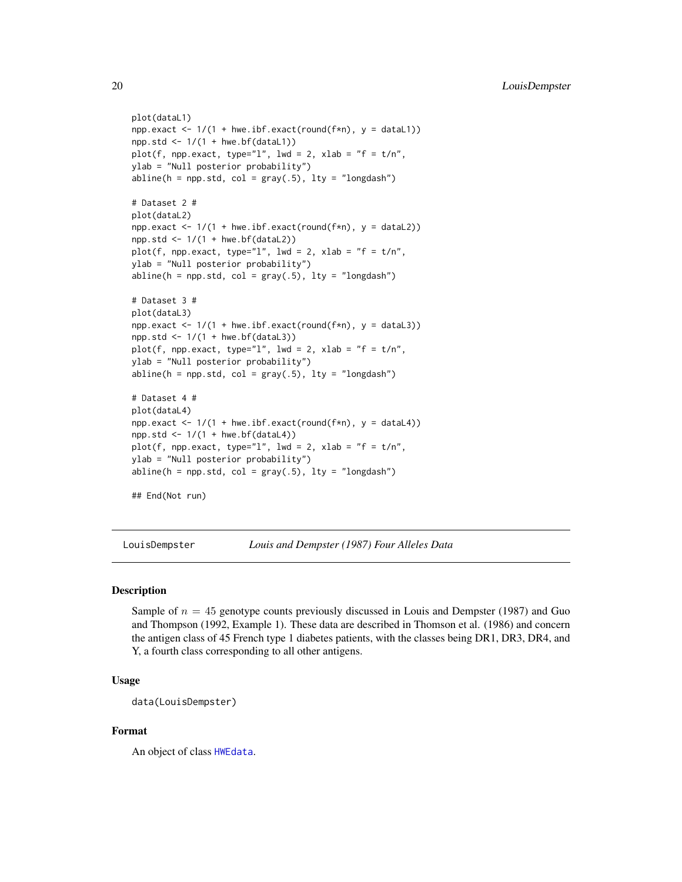```
plot(dataL1)
npp.exact <- 1/(1 + hwe.ibf.exact(round(f*n), y = dataL1))
npp.std <- 1/(1 + hwe.bf(dataL1))
plot(f, npp.exact, type="l", lwd = 2, xlab = "f = t/n",
ylab = "Null posterior probability")
abline(h = npp.std, col = gray(.5), lty = "longdash")

# Dataset 2 #
plot(dataL2)
npp.exact <- 1/(1 + hwe.ibf.exact(round(f*n), y = dataL2))
npp.std <- 1/(1 + hwe.bf(dataL2))
plot(f, npp.exact, type="l", lwd = 2, xlab = "f = t/n",
ylab = "Null posterior probability")
abline(h = npp.std, col = gray(.5), lty = "longdash")

# Dataset 3 #
plot(dataL3)
npp.exact <- 1/(1 + hwe.ibf.exact(round(f*n), y = dataL3))
npp.std <- 1/(1 + hwe.bf(dataL3))
plot(f, npp.exact, type="l", lwd = 2, xlab = "f = t/n",
ylab = "Null posterior probability")
abline(h = npp.std, col = gray(.5), lty = "longdash")

# Dataset 4 #
plot(dataL4)
npp.exact <- 1/(1 + hwe.ibf.exact(round(f*n), y = dataL4))
npp.std <- 1/(1 + hwe.bf(dataL4))
plot(f, npp.exact, type="l", lwd = 2, xlab = "f = t/n",
ylab = "Null posterior probability")
abline(h = npp.std, col = gray(.5), lty = "longdash")

## End(Not run)
```

## LouisDempster — *Louis and Dempster (1987) Four Alleles Data*

### Description

Sample of $n = 45$ genotype counts previously discussed in Louis and Dempster (1987) and Guo and Thompson (1992, Example 1). These data are described in Thomson et al. (1986) and concern the antigen class of 45 French type 1 diabetes patients, with the classes being DR1, DR3, DR4, and Y, a fourth class corresponding to all other antigens.

### Usage

```
data(LouisDempster)
```

### Format

An object of class HWEdata.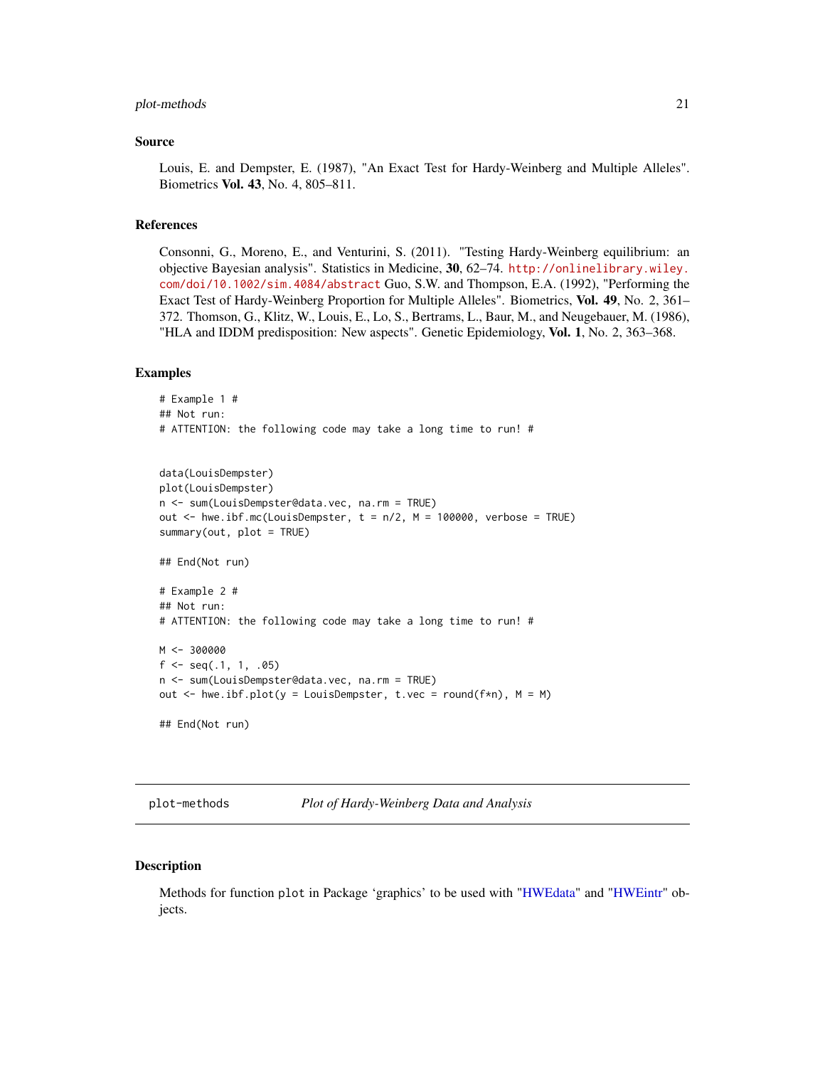### Source

Louis, E. and Dempster, E. (1987), "An Exact Test for Hardy-Weinberg and Multiple Alleles". Biometrics **Vol. 43**, No. 4, 805–811.

### References

Consonni, G., Moreno, E., and Venturini, S. (2011). "Testing Hardy-Weinberg equilibrium: an objective Bayesian analysis". Statistics in Medicine, **30**, 62–74. http://onlinelibrary.wiley.com/doi/10.1002/sim.4084/abstract Guo, S.W. and Thompson, E.A. (1992), "Performing the Exact Test of Hardy-Weinberg Proportion for Multiple Alleles". Biometrics, **Vol. 49**, No. 2, 361–372. Thomson, G., Klitz, W., Louis, E., Lo, S., Bertrams, L., Baur, M., and Neugebauer, M. (1986), "HLA and IDDM predisposition: New aspects". Genetic Epidemiology, **Vol. 1**, No. 2, 363–368.

### Examples

```
# Example 1 #
## Not run:
# ATTENTION: the following code may take a long time to run! #


data(LouisDempster)
plot(LouisDempster)
n <- sum(LouisDempster@data.vec, na.rm = TRUE)
out <- hwe.ibf.mc(LouisDempster, t = n/2, M = 100000, verbose = TRUE)
summary(out, plot = TRUE)

## End(Not run)

# Example 2 #
## Not run:
# ATTENTION: the following code may take a long time to run! #

M <- 300000
f <- seq(.1, 1, .05)
n <- sum(LouisDempster@data.vec, na.rm = TRUE)
out <- hwe.ibf.plot(y = LouisDempster, t.vec = round(f*n), M = M)

## End(Not run)
```

---

## plot-methods — *Plot of Hardy-Weinberg Data and Analysis*

---

### Description

Methods for function `plot` in Package 'graphics' to be used with "HWEdata" and "HWEintr" objects.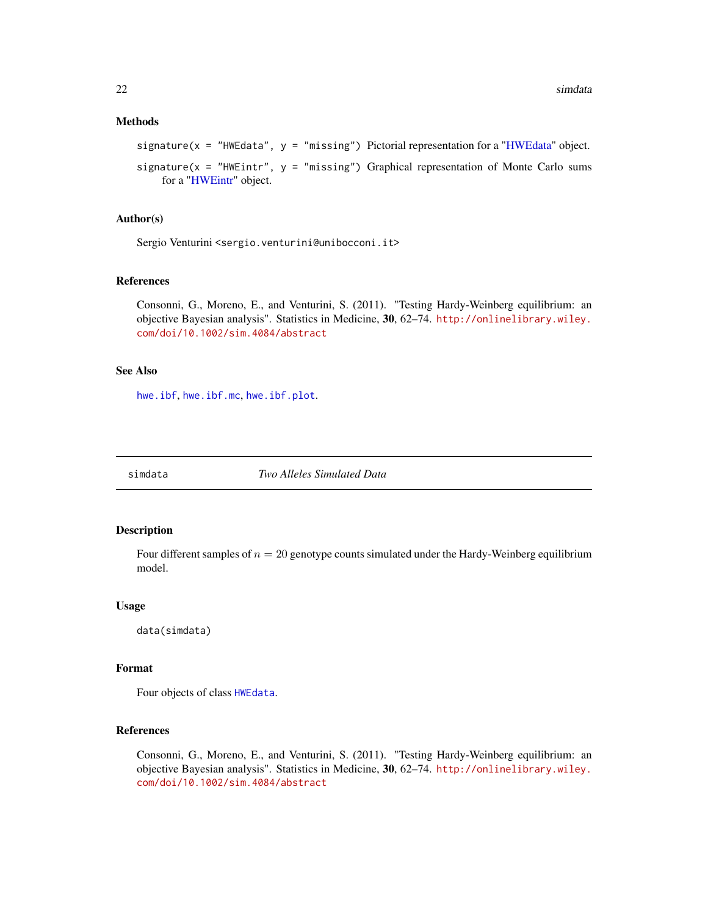### Methods

`signature(x = "HWEdata", y = "missing")` Pictorial representation for a "HWEdata" object.

`signature(x = "HWEintr", y = "missing")` Graphical representation of Monte Carlo sums for a "HWEintr" object.

### Author(s)

Sergio Venturini <sergio.venturini@unibocconi.it>

### References

Consonni, G., Moreno, E., and Venturini, S. (2011). "Testing Hardy-Weinberg equilibrium: an objective Bayesian analysis". Statistics in Medicine, **30**, 62–74. http://onlinelibrary.wiley.com/doi/10.1002/sim.4084/abstract

### See Also

`hwe.ibf`, `hwe.ibf.mc`, `hwe.ibf.plot`.

---

## simdata — *Two Alleles Simulated Data*

### Description

Four different samples of $n = 20$ genotype counts simulated under the Hardy-Weinberg equilibrium model.

### Usage

```
data(simdata)
```

### Format

Four objects of class `HWEdata`.

### References

Consonni, G., Moreno, E., and Venturini, S. (2011). "Testing Hardy-Weinberg equilibrium: an objective Bayesian analysis". Statistics in Medicine, **30**, 62–74. http://onlinelibrary.wiley.com/doi/10.1002/sim.4084/abstract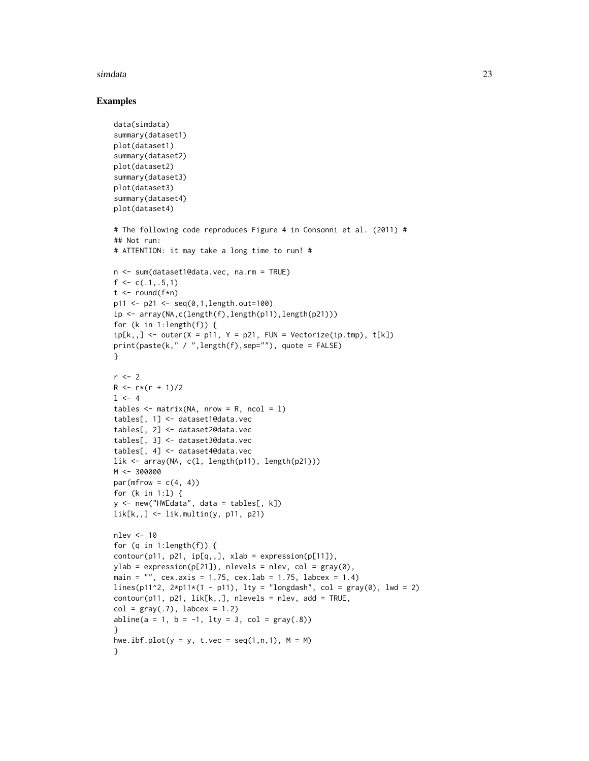## Examples

```
data(simdata)
summary(dataset1)
plot(dataset1)
summary(dataset2)
plot(dataset2)
summary(dataset3)
plot(dataset3)
summary(dataset4)
plot(dataset4)

# The following code reproduces Figure 4 in Consonni et al. (2011) #
## Not run:
# ATTENTION: it may take a long time to run! #

n <- sum(dataset1@data.vec, na.rm = TRUE)
f <- c(.1,.5,1)
t <- round(f*n)
p11 <- p21 <- seq(0,1,length.out=100)
ip <- array(NA,c(length(f),length(p11),length(p21)))
for (k in 1:length(f)) {
ip[k,,] <- outer(X = p11, Y = p21, FUN = Vectorize(ip.tmp), t[k])
print(paste(k," / ",length(f),sep=""), quote = FALSE)
}

r <- 2
R <- r*(r + 1)/2
l <- 4
tables <- matrix(NA, nrow = R, ncol = l)
tables[, 1] <- dataset1@data.vec
tables[, 2] <- dataset2@data.vec
tables[, 3] <- dataset3@data.vec
tables[, 4] <- dataset4@data.vec
lik <- array(NA, c(l, length(p11), length(p21)))
M <- 300000
par(mfrow = c(4, 4))
for (k in 1:l) {
y <- new("HWEdata", data = tables[, k])
lik[k,,] <- lik.multin(y, p11, p21)

nlev <- 10
for (q in 1:length(f)) {
contour(p11, p21, ip[q,,], xlab = expression(p[11]),
ylab = expression(p[21]), nlevels = nlev, col = gray(0),
main = "", cex.axis = 1.75, cex.lab = 1.75, labcex = 1.4)
lines(p11^2, 2*p11*(1 - p11), lty = "longdash", col = gray(0), lwd = 2)
contour(p11, p21, lik[k,,], nlevels = nlev, add = TRUE,
col = gray(.7), labcex = 1.2)
abline(a = 1, b = -1, lty = 3, col = gray(.8))
}
hwe.ibf.plot(y = y, t.vec = seq(1,n,1), M = M)
}
```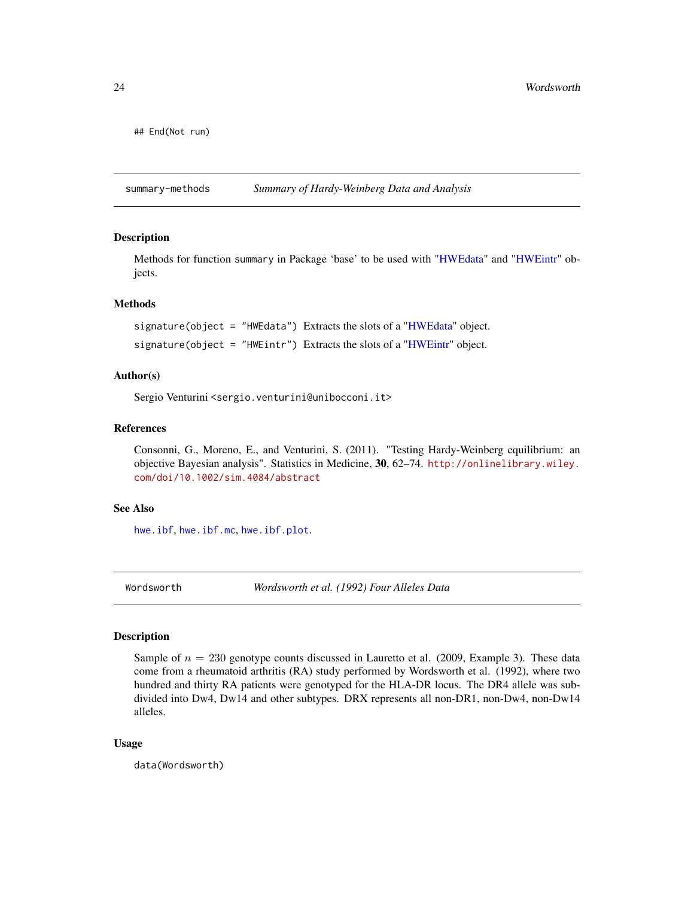```
## End(Not run)
```

---

## summary-methods — *Summary of Hardy-Weinberg Data and Analysis*

### Description

Methods for function `summary` in Package 'base' to be used with "HWEdata" and "HWEintr" objects.

### Methods

`signature(object = "HWEdata")` Extracts the slots of a "HWEdata" object.

`signature(object = "HWEintr")` Extracts the slots of a "HWEintr" object.

### Author(s)

Sergio Venturini <sergio.venturini@unibocconi.it>

### References

Consonni, G., Moreno, E., and Venturini, S. (2011). "Testing Hardy-Weinberg equilibrium: an objective Bayesian analysis". Statistics in Medicine, **30**, 62–74. http://onlinelibrary.wiley.com/doi/10.1002/sim.4084/abstract

### See Also

`hwe.ibf`, `hwe.ibf.mc`, `hwe.ibf.plot`.

---

## Wordsworth — *Wordsworth et al. (1992) Four Alleles Data*

### Description

Sample of $n = 230$ genotype counts discussed in Lauretto et al. (2009, Example 3). These data come from a rheumatoid arthritis (RA) study performed by Wordsworth et al. (1992), where two hundred and thirty RA patients were genotyped for the HLA-DR locus. The DR4 allele was subdivided into Dw4, Dw14 and other subtypes. DRX represents all non-DR1, non-Dw4, non-Dw14 alleles.

### Usage

```
data(Wordsworth)
```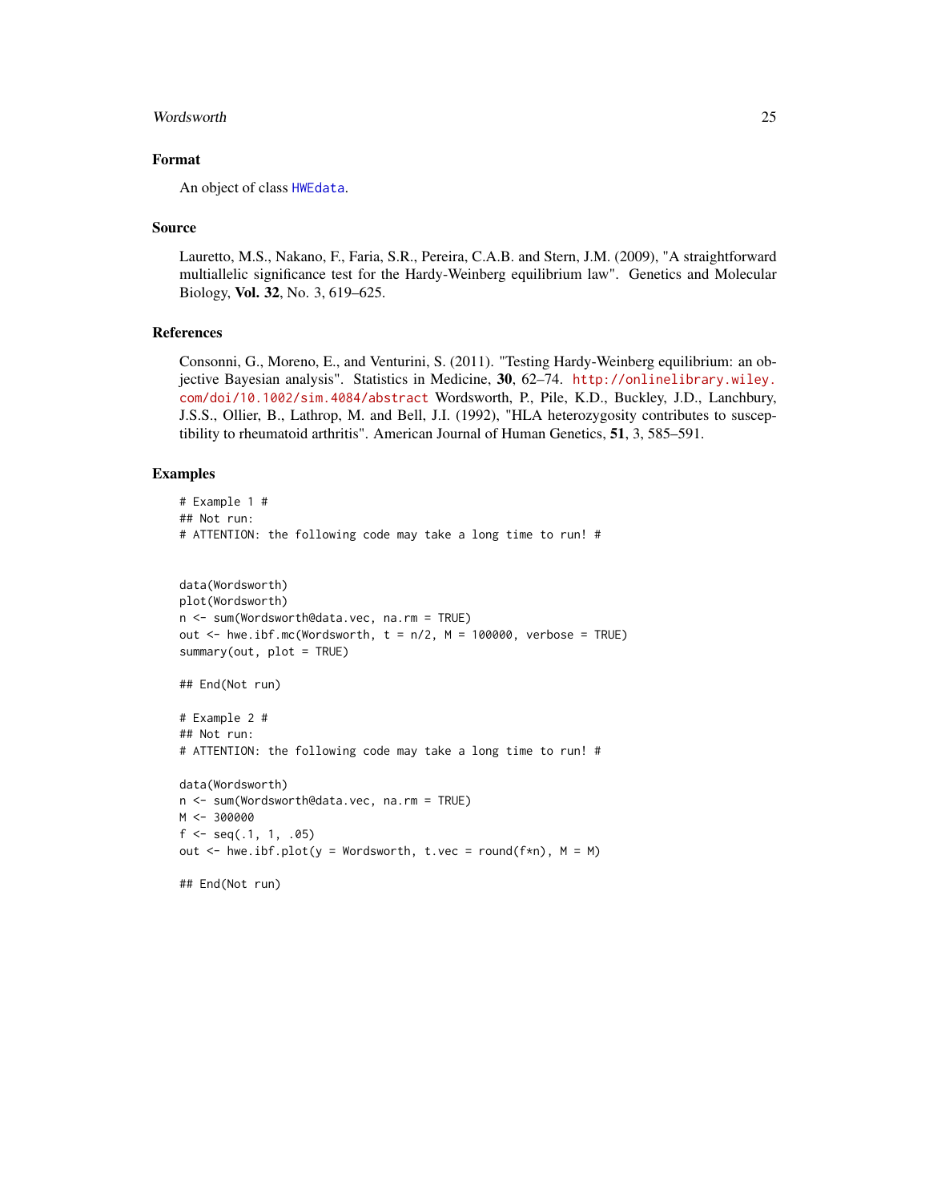### Format

An object of class HWEdata.

### Source

Lauretto, M.S., Nakano, F., Faria, S.R., Pereira, C.A.B. and Stern, J.M. (2009), "A straightforward multiallelic significance test for the Hardy-Weinberg equilibrium law". Genetics and Molecular Biology, **Vol. 32**, No. 3, 619–625.

### References

Consonni, G., Moreno, E., and Venturini, S. (2011). "Testing Hardy-Weinberg equilibrium: an objective Bayesian analysis". Statistics in Medicine, **30**, 62–74. http://onlinelibrary.wiley.com/doi/10.1002/sim.4084/abstract Wordsworth, P., Pile, K.D., Buckley, J.D., Lanchbury, J.S.S., Ollier, B., Lathrop, M. and Bell, J.I. (1992), "HLA heterozygosity contributes to susceptibility to rheumatoid arthritis". American Journal of Human Genetics, **51**, 3, 585–591.

### Examples

```
# Example 1 #
## Not run:
# ATTENTION: the following code may take a long time to run! #


data(Wordsworth)
plot(Wordsworth)
n <- sum(Wordsworth@data.vec, na.rm = TRUE)
out <- hwe.ibf.mc(Wordsworth, t = n/2, M = 100000, verbose = TRUE)
summary(out, plot = TRUE)

## End(Not run)

# Example 2 #
## Not run:
# ATTENTION: the following code may take a long time to run! #

data(Wordsworth)
n <- sum(Wordsworth@data.vec, na.rm = TRUE)
M <- 300000
f <- seq(.1, 1, .05)
out <- hwe.ibf.plot(y = Wordsworth, t.vec = round(f*n), M = M)

## End(Not run)
```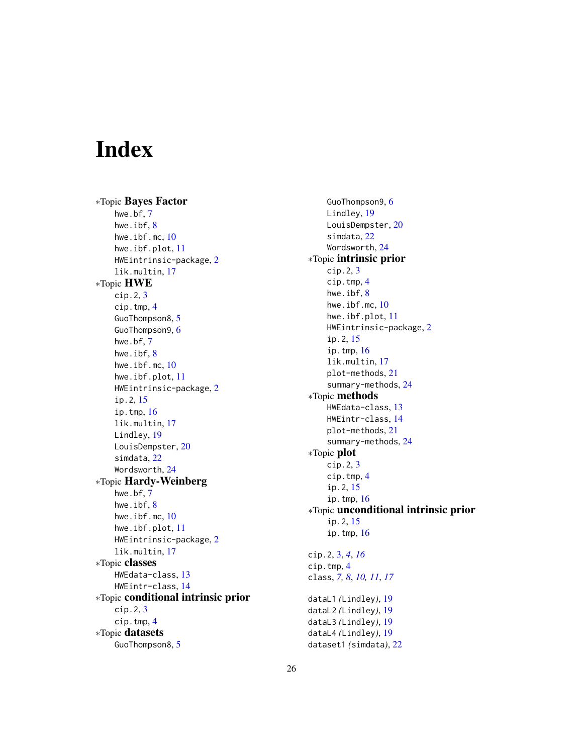# Index

∗Topic **Bayes Factor**
- hwe.bf, 7
- hwe.ibf, 8
- hwe.ibf.mc, 10
- hwe.ibf.plot, 11
- HWEintrinsic-package, 2
- lik.multin, 17

∗Topic **HWE**
- cip.2, 3
- cip.tmp, 4
- GuoThompson8, 5
- GuoThompson9, 6
- hwe.bf, 7
- hwe.ibf, 8
- hwe.ibf.mc, 10
- hwe.ibf.plot, 11
- HWEintrinsic-package, 2
- ip.2, 15
- ip.tmp, 16
- lik.multin, 17
- Lindley, 19
- LouisDempster, 20
- simdata, 22
- Wordsworth, 24

∗Topic **Hardy-Weinberg**
- hwe.bf, 7
- hwe.ibf, 8
- hwe.ibf.mc, 10
- hwe.ibf.plot, 11
- HWEintrinsic-package, 2
- lik.multin, 17

∗Topic **classes**
- HWEdata-class, 13
- HWEintr-class, 14

∗Topic **conditional intrinsic prior**
- cip.2, 3
- cip.tmp, 4

∗Topic **datasets**
- GuoThompson8, 5
- GuoThompson9, 6
- Lindley, 19
- LouisDempster, 20
- simdata, 22
- Wordsworth, 24

∗Topic **intrinsic prior**
- cip.2, 3
- cip.tmp, 4
- hwe.ibf, 8
- hwe.ibf.mc, 10
- hwe.ibf.plot, 11
- HWEintrinsic-package, 2
- ip.2, 15
- ip.tmp, 16
- lik.multin, 17
- plot-methods, 21
- summary-methods, 24

∗Topic **methods**
- HWEdata-class, 13
- HWEintr-class, 14
- plot-methods, 21
- summary-methods, 24

∗Topic **plot**
- cip.2, 3
- cip.tmp, 4
- ip.2, 15
- ip.tmp, 16

∗Topic **unconditional intrinsic prior**
- ip.2, 15
- ip.tmp, 16

cip.2, 3, *4*, *16*
cip.tmp, 4
class, *7, 8*, *10, 11*, *17*

dataL1 *(*Lindley*)*, 19
dataL2 *(*Lindley*)*, 19
dataL3 *(*Lindley*)*, 19
dataL4 *(*Lindley*)*, 19
dataset1 *(*simdata*)*, 22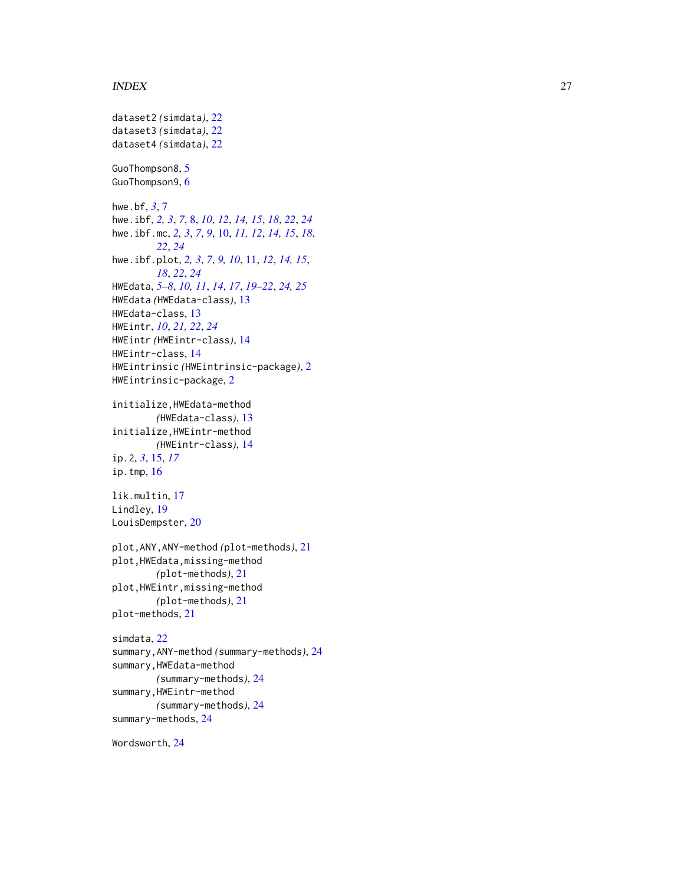dataset2 *(*simdata*)*, 22
dataset3 *(*simdata*)*, 22
dataset4 *(*simdata*)*, 22

GuoThompson8, 5
GuoThompson9, 6

hwe.bf, *3*, 7
hwe.ibf, *2, 3*, *7*, 8, *10*, *12*, *14, 15*, *18*, *22*, *24*
hwe.ibf.mc, *2, 3*, *7*, *9*, 10, *11, 12*, *14, 15*, *18*, *22*, *24*
hwe.ibf.plot, *2, 3*, *7*, *9, 10*, 11, *12*, *14, 15*, *18*, *22*, *24*
HWEdata, *5–8*, *10, 11*, *14*, *17*, *19–22*, *24, 25*
HWEdata *(*HWEdata-class*)*, 13
HWEdata-class, 13
HWEintr, *10*, *21, 22*, *24*
HWEintr *(*HWEintr-class*)*, 14
HWEintr-class, 14
HWEintrinsic *(*HWEintrinsic-package*)*, 2
HWEintrinsic-package, 2

initialize,HWEdata-method *(*HWEdata-class*)*, 13
initialize,HWEintr-method *(*HWEintr-class*)*, 14
ip.2, *3*, 15, *17*
ip.tmp, 16

lik.multin, 17
Lindley, 19
LouisDempster, 20

plot,ANY,ANY-method *(*plot-methods*)*, 21
plot,HWEdata,missing-method *(*plot-methods*)*, 21
plot,HWEintr,missing-method *(*plot-methods*)*, 21
plot-methods, 21

simdata, 22
summary,ANY-method *(*summary-methods*)*, 24
summary,HWEdata-method *(*summary-methods*)*, 24
summary,HWEintr-method *(*summary-methods*)*, 24
summary-methods, 24

Wordsworth, 24